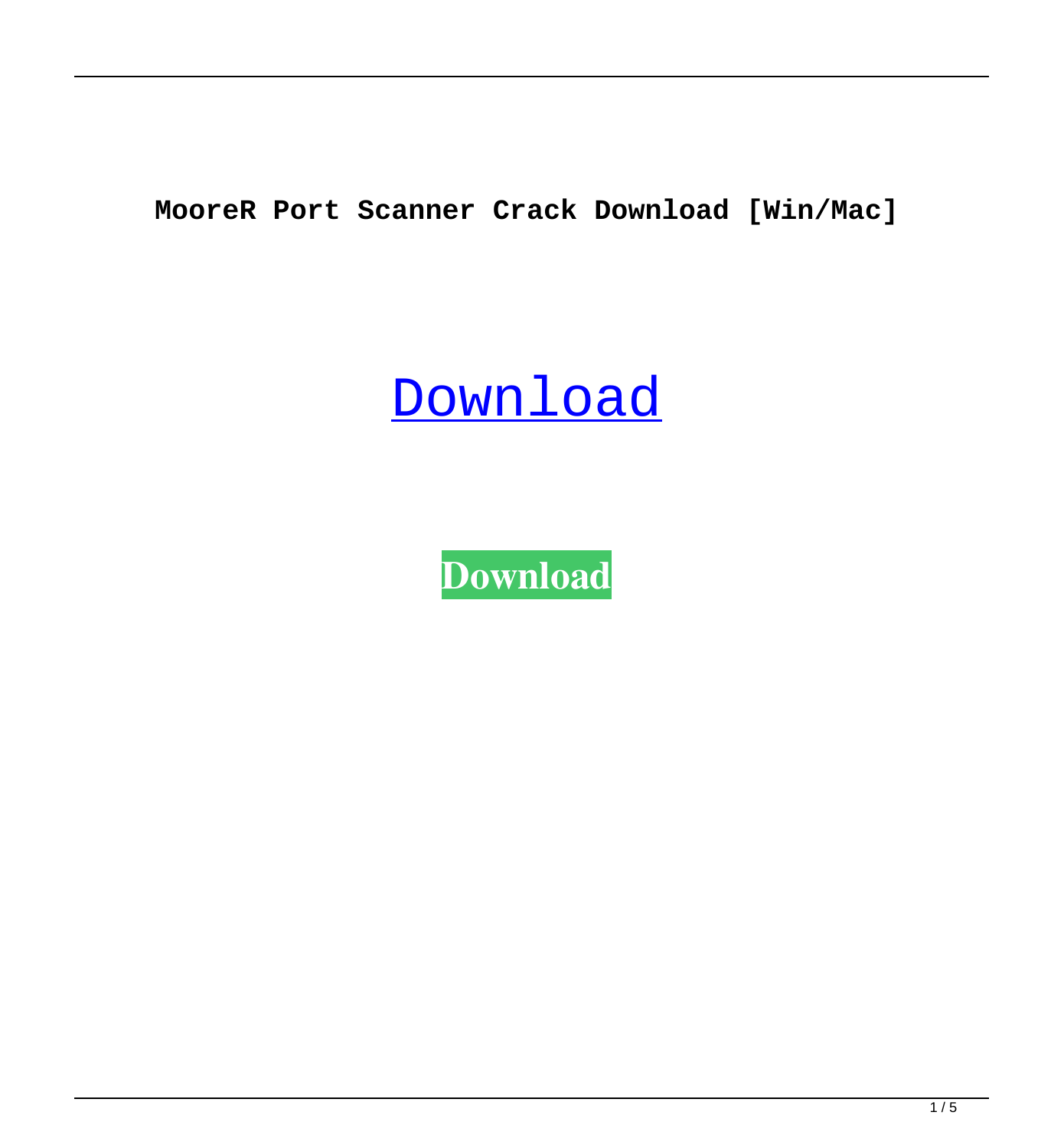**MooreR Port Scanner Crack Download [Win/Mac]**

Download

**Download**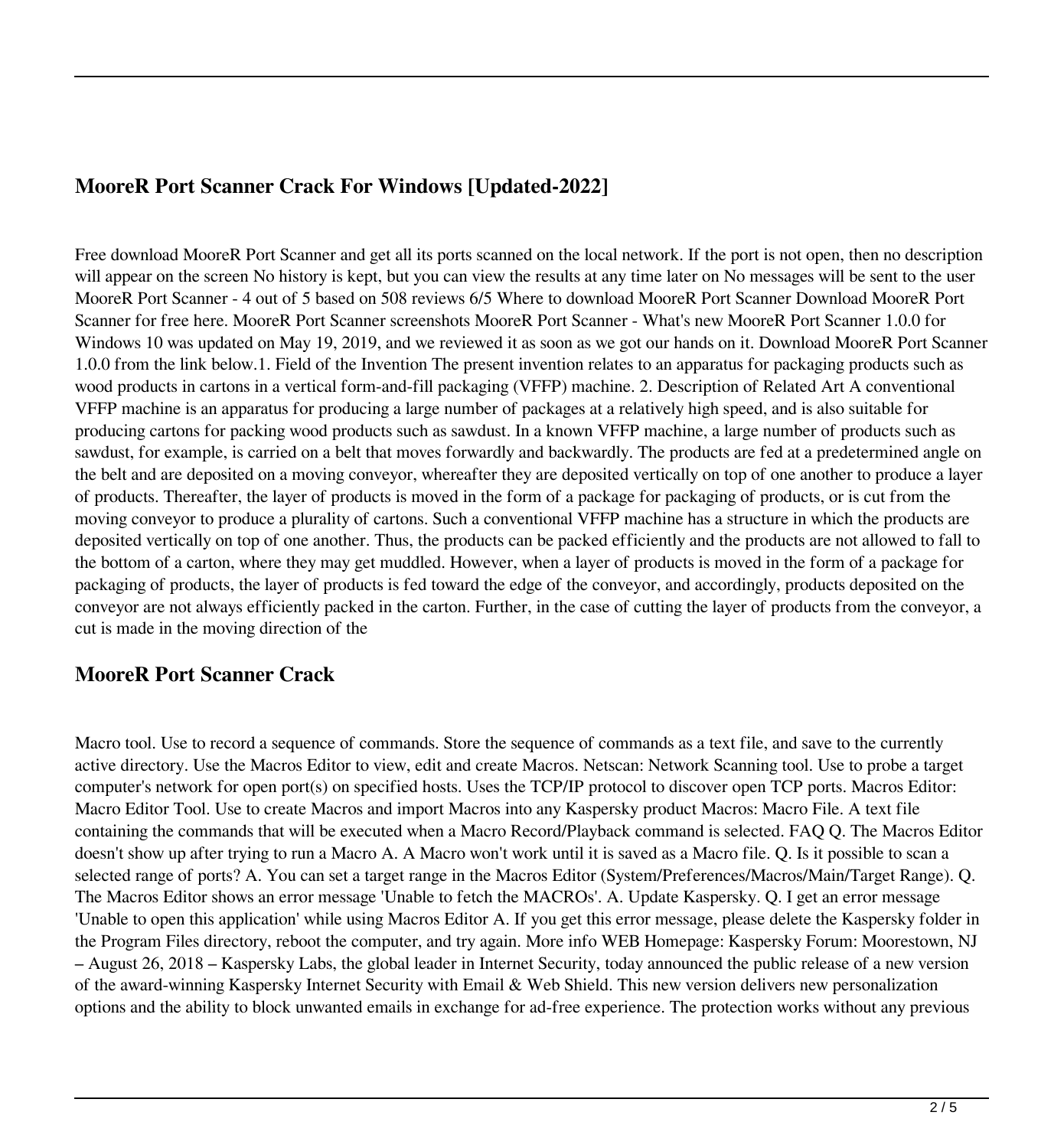## MooreR Port Scanner Crack For Windows [Updated-2022]

Free download MooreR Port Scanner and get all its ports scanned on the local network. If the port is not open, then no description will appear on the screen No history is kept, but you can view the results at any time later on No messages will be sent to the user MooreR Port Scanner - 4 out of 5 based on 508 reviews 6/5 Where to download MooreR Port Scanner Download MooreR Port Scanner for free here. MooreR Port Scanner screenshots MooreR Port Scanner - What's new MooreR Port Scanner 1.0.0 for Windows 10 was updated on May 19, 2019, and we reviewed it as soon as we got our hands on it. Download MooreR Port Scanner 1.0.0 from the link below.1. Field of the Invention The present invention relates to an apparatus for packaging products such as wood products in cartons in a vertical form-and-fill packaging (VFFP) machine. 2. Description of Related Art A conventional VFFP machine is an apparatus for producing a large number of packages at a relatively high speed, and is also suitable for producing cartons for packing wood products such as sawdust. In a known VFFP machine, a large number of products such as sawdust, for example, is carried on a belt that moves forwardly and backwardly. The products are fed at a predetermined angle on the belt and are deposited on a moving conveyor, whereafter they are deposited vertically on top of one another to produce a layer of products. Thereafter, the layer of products is moved in the form of a package for packaging of products, or is cut from the moving conveyor to produce a plurality of cartons. Such a conventional VFFP machine has a structure in which the products are deposited vertically on top of one another. Thus, the products can be packed efficiently and the products are not allowed to fall to the bottom of a carton, where they may get muddled. However, when a layer of products is moved in the form of a package for packaging of products, the layer of products is fed toward the edge of the conveyor, and accordingly, products deposited on the conveyor are not always efficiently packed in the carton. Further, in the case of cutting the layer of products from the conveyor, a cut is made in the moving direction of the

## MooreR Port Scanner Crack

Macro tool. Use to record a sequence of commands. Store the sequence of commands as a text file, and save to the currently active directory. Use the Macros Editor to view, edit and create Macros. Netscan: Network Scanning tool. Use to probe a target computer's network for open port(s) on specified hosts. Uses the TCP/IP protocol to discover open TCP ports. Macros Editor: Macro Editor Tool. Use to create Macros and import Macros into any Kaspersky product Macros: Macro File. A text file containing the commands that will be executed when a Macro Record/Playback command is selected. FAQ Q. The Macros Editor doesn't show up after trying to run a Macro A. A Macro won't work until it is saved as a Macro file. Q. Is it possible to scan a selected range of ports? A. You can set a target range in the Macros Editor (System/Preferences/Macros/Main/Target Range). Q. The Macros Editor shows an error message 'Unable to fetch the MACROs'. A. Update Kaspersky. Q. I get an error message 'Unable to open this application' while using Macros Editor A. If you get this error message, please delete the Kaspersky folder in the Program Files directory, reboot the computer, and try again. More info WEB Homepage: Kaspersky Forum: Moorestown, NJ – August 26, 2018 – Kaspersky Labs, the global leader in Internet Security, today announced the public release of a new version of the award-winning Kaspersky Internet Security with Email & Web Shield. This new version delivers new personalization options and the ability to block unwanted emails in exchange for ad-free experience. The protection works without any previous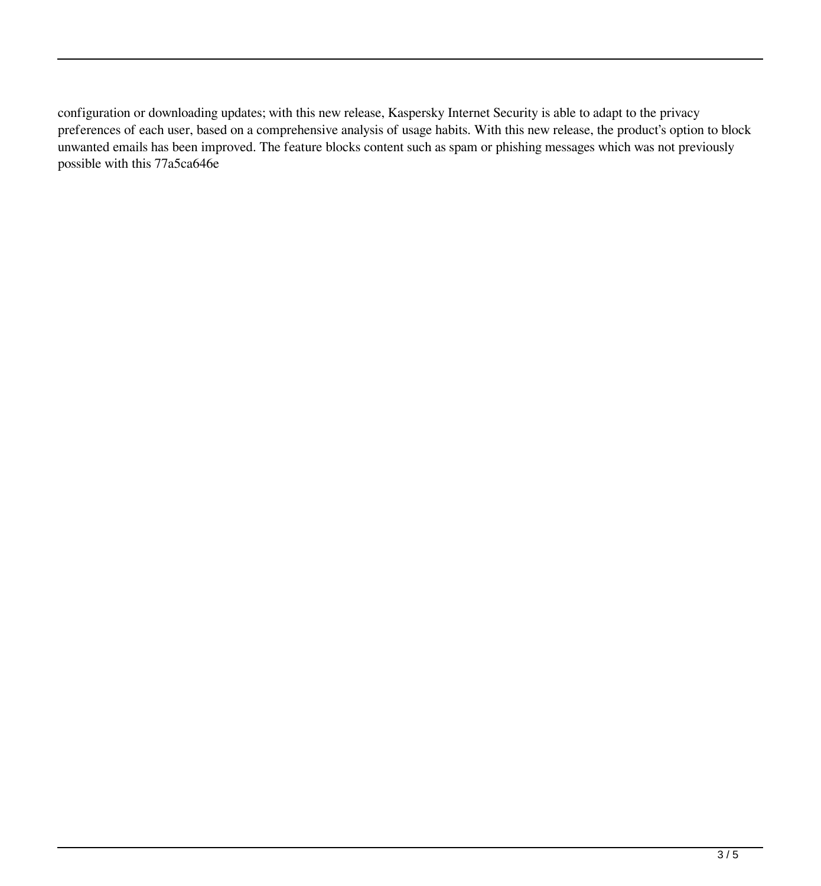configuration or downloading updates; with this new release, Kaspersky Internet Security is able to adapt to the privacy preferences of each user, based on a comprehensive analysis of usage habits. With this new release, the product's option to block unwanted emails has been improved. The feature blocks content such as spam or phishing messages which was not previously possible with this 77a5ca646e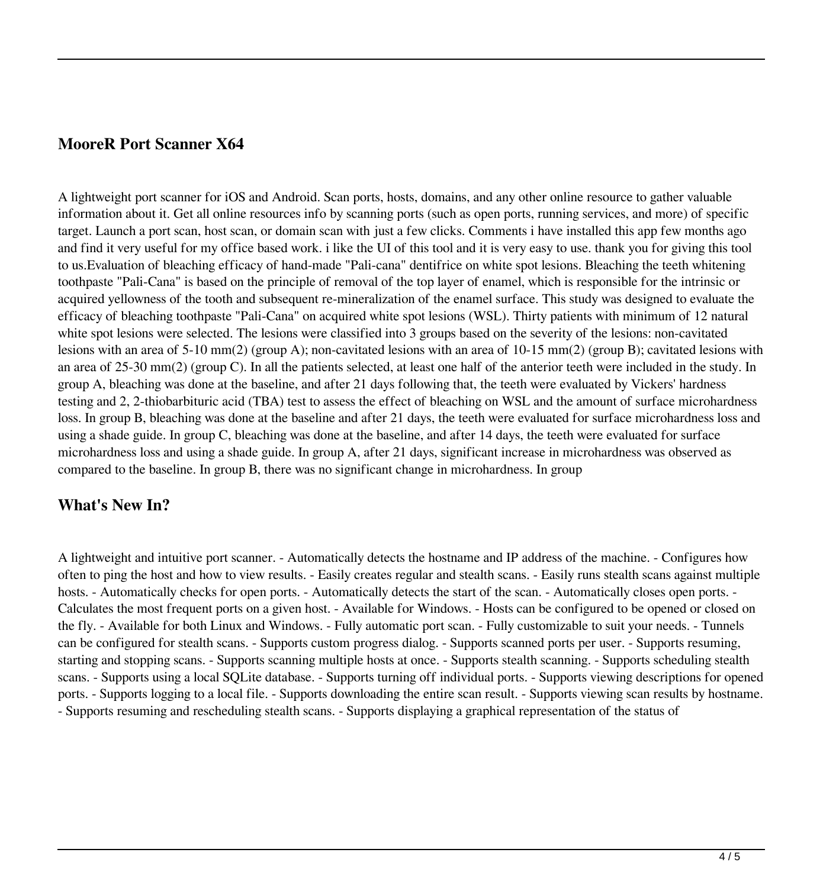## MooreR Port Scanner X64

A lightweight port scanner for iOS and Android. Scan ports, hosts, domains, and any other online resource to gather valuable information about it. Get all online resources info by scanning ports (such as open ports, running services, and more) of specific target. Launch a port scan, host scan, or domain scan with just a few clicks. Comments i have installed this app few months ago and find it very useful for my office based work. i like the UI of this tool and it is very easy to use. thank you for giving this tool to us.Evaluation of bleaching efficacy of hand-made "Pali-cana" dentifrice on white spot lesions. Bleaching the teeth whitening toothpaste "Pali-Cana" is based on the principle of removal of the top layer of enamel, which is responsible for the intrinsic or acquired yellowness of the tooth and subsequent re-mineralization of the enamel surface. This study was designed to evaluate the efficacy of bleaching toothpaste "Pali-Cana" on acquired white spot lesions (WSL). Thirty patients with minimum of 12 natural white spot lesions were selected. The lesions were classified into 3 groups based on the severity of the lesions: non-cavitated lesions with an area of 5-10 mm(2) (group A); non-cavitated lesions with an area of 10-15 mm(2) (group B); cavitated lesions with an area of 25-30 mm(2) (group C). In all the patients selected, at least one half of the anterior teeth were included in the study. In group A, bleaching was done at the baseline, and after 21 days following that, the teeth were evaluated by Vickers' hardness testing and 2, 2-thiobarbituric acid (TBA) test to assess the effect of bleaching on WSL and the amount of surface microhardness loss. In group B, bleaching was done at the baseline and after 21 days, the teeth were evaluated for surface microhardness loss and using a shade guide. In group C, bleaching was done at the baseline, and after 14 days, the teeth were evaluated for surface microhardness loss and using a shade guide. In group A, after 21 days, significant increase in microhardness was observed as compared to the baseline. In group B, there was no significant change in microhardness. In group

## What's New In?

A lightweight and intuitive port scanner. - Automatically detects the hostname and IP address of the machine. - Configures how often to ping the host and how to view results. - Easily creates regular and stealth scans. - Easily runs stealth scans against multiple hosts. - Automatically checks for open ports. - Automatically detects the start of the scan. - Automatically closes open ports. - Calculates the most frequent ports on a given host. - Available for Windows. - Hosts can be configured to be opened or closed on the fly. - Available for both Linux and Windows. - Fully automatic port scan. - Fully customizable to suit your needs. - Tunnels can be configured for stealth scans. - Supports custom progress dialog. - Supports scanned ports per user. - Supports resuming, starting and stopping scans. - Supports scanning multiple hosts at once. - Supports stealth scanning. - Supports scheduling stealth scans. - Supports using a local SQLite database. - Supports turning off individual ports. - Supports viewing descriptions for opened ports. - Supports logging to a local file. - Supports downloading the entire scan result. - Supports viewing scan results by hostname. - Supports resuming and rescheduling stealth scans. - Supports displaying a graphical representation of the status of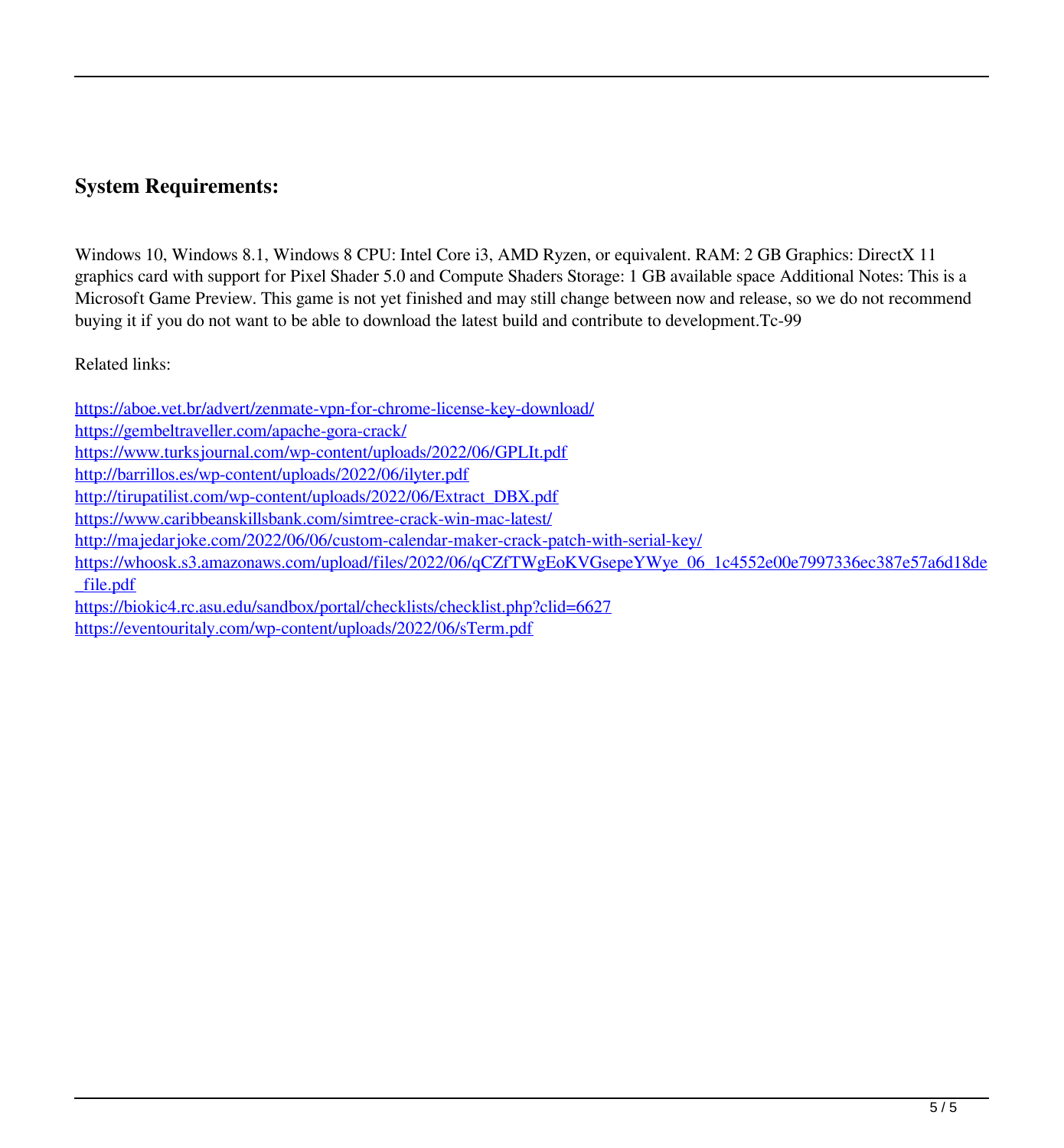## System Requirements:

Windows 10, Windows 8.1, Windows 8 CPU: Intel Core i3, AMD Ryzen, or equivalent. RAM: 2 GB Graphics: DirectX 11 graphics card with support for Pixel Shader 5.0 and Compute Shaders Storage: 1 GB available space Additional Notes: This is a Microsoft Game Preview. This game is not yet finished and may still change between now and release, so we do not recommend buying it if you do not want to be able to download the latest build and contribute to development.Tc-99

Related links:

https://aboe.vet.br/advert/zenmate-vpn-for-chrome-license-key-download/
https://gembeltraveller.com/apache-gora-crack/
https://www.turksjournal.com/wp-content/uploads/2022/06/GPLIt.pdf
http://barrillos.es/wp-content/uploads/2022/06/ilyter.pdf
http://tirupatilist.com/wp-content/uploads/2022/06/Extract_DBX.pdf
https://www.caribbeanskillsbank.com/simtree-crack-win-mac-latest/
http://majedarjoke.com/2022/06/06/custom-calendar-maker-crack-patch-with-serial-key/
https://whoosk.s3.amazonaws.com/upload/files/2022/06/qCZfTWgEoKVGsepeYWye_06_1c4552e00e7997336ec387e57a6d18de_file.pdf
https://biokic4.rc.asu.edu/sandbox/portal/checklists/checklist.php?clid=6627
https://eventouritaly.com/wp-content/uploads/2022/06/sTerm.pdf